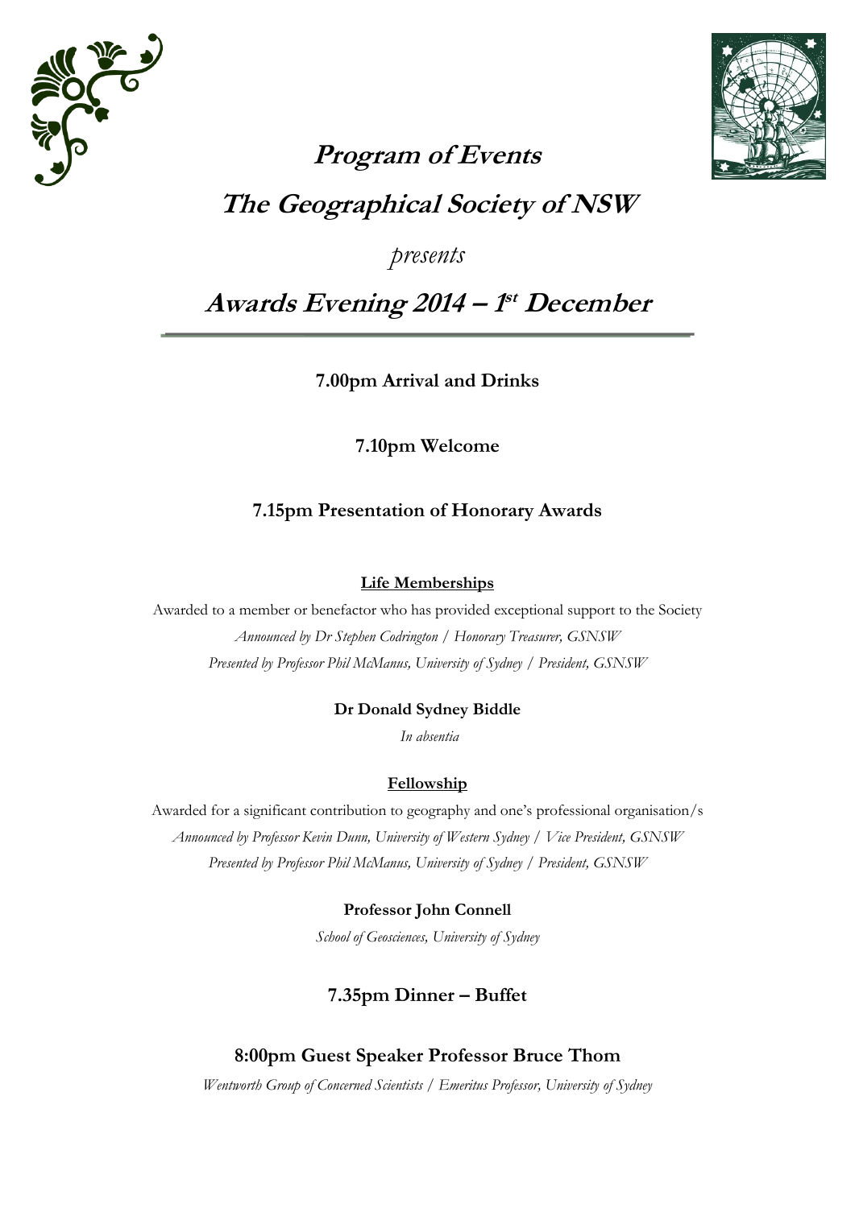# Program of Events

# The Geographical Society of NSW

*presents*

# Awards Evening 2014 – 1st December

---

## 7.00pm Arrival and Drinks

## 7.10pm Welcome

## 7.15pm Presentation of Honorary Awards

**Life Memberships**

Awarded to a member or benefactor who has provided exceptional support to the Society

*Announced by Dr Stephen Codrington / Honorary Treasurer, GSNSW*

*Presented by Professor Phil McManus, University of Sydney / President, GSNSW*

**Dr Donald Sydney Biddle**

*In absentia*

**Fellowship**

Awarded for a significant contribution to geography and one's professional organisation/s

*Announced by Professor Kevin Dunn, University of Western Sydney / Vice President, GSNSW*

*Presented by Professor Phil McManus, University of Sydney / President, GSNSW*

**Professor John Connell**

*School of Geosciences, University of Sydney*

## 7.35pm Dinner – Buffet

## 8:00pm Guest Speaker Professor Bruce Thom

*Wentworth Group of Concerned Scientists / Emeritus Professor, University of Sydney*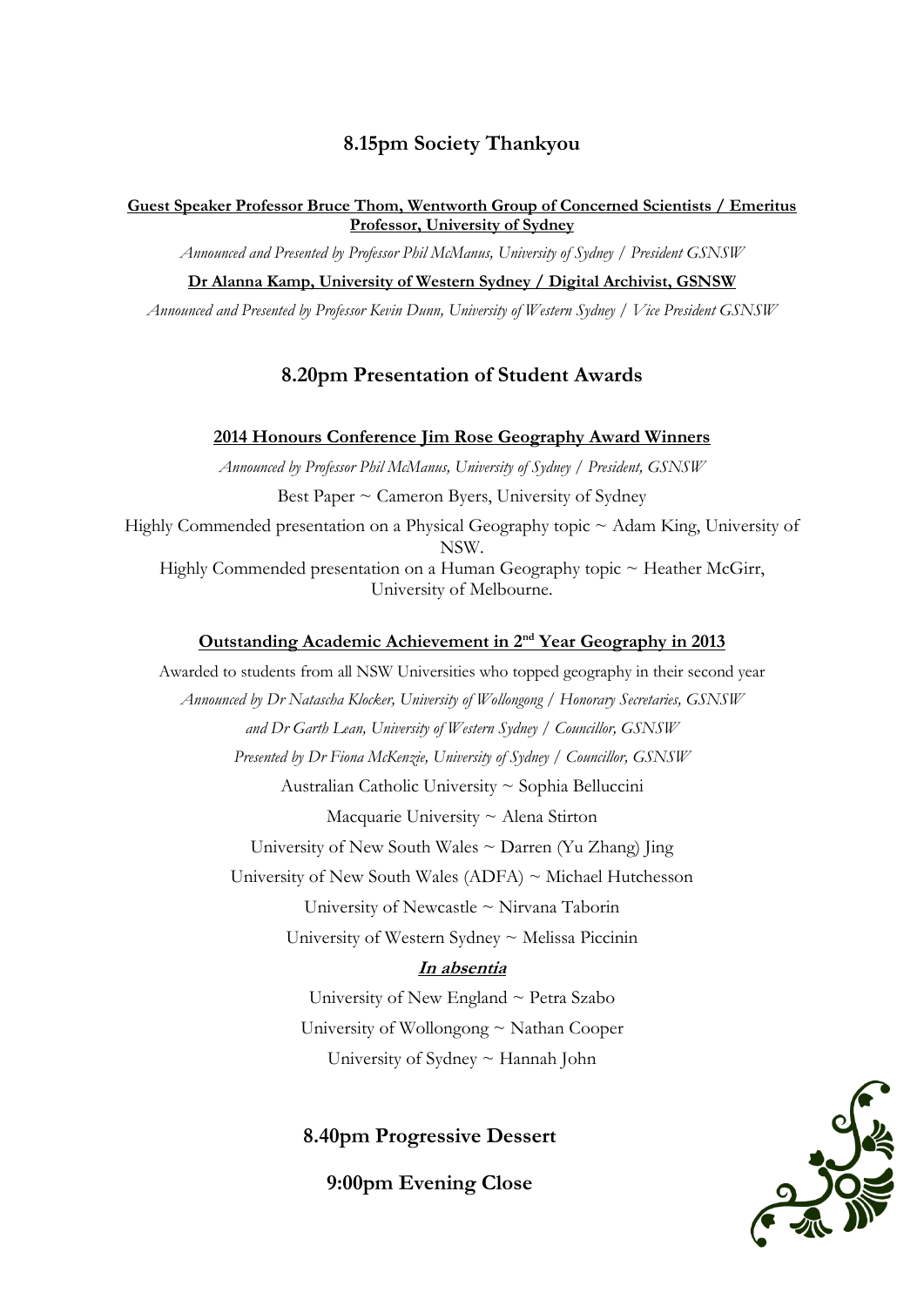## 8.15pm Society Thankyou

**Guest Speaker Professor Bruce Thom, Wentworth Group of Concerned Scientists / Emeritus Professor, University of Sydney**

*Announced and Presented by Professor Phil McManus, University of Sydney / President GSNSW*

**Dr Alanna Kamp, University of Western Sydney / Digital Archivist, GSNSW**

*Announced and Presented by Professor Kevin Dunn, University of Western Sydney / Vice President GSNSW*

## 8.20pm Presentation of Student Awards

**2014 Honours Conference Jim Rose Geography Award Winners**

*Announced by Professor Phil McManus, University of Sydney / President, GSNSW*

Best Paper ~ Cameron Byers, University of Sydney

Highly Commended presentation on a Physical Geography topic ~ Adam King, University of NSW.

Highly Commended presentation on a Human Geography topic ~ Heather McGirr, University of Melbourne.

**Outstanding Academic Achievement in 2nd Year Geography in 2013**

Awarded to students from all NSW Universities who topped geography in their second year

*Announced by Dr Natascha Klocker, University of Wollongong / Honorary Secretaries, GSNSW*

*and Dr Garth Lean, University of Western Sydney / Councillor, GSNSW*

*Presented by Dr Fiona McKenzie, University of Sydney / Councillor, GSNSW*

Australian Catholic University ~ Sophia Belluccini

Macquarie University ~ Alena Stirton

University of New South Wales ~ Darren (Yu Zhang) Jing

University of New South Wales (ADFA) ~ Michael Hutchesson

University of Newcastle ~ Nirvana Taborin

University of Western Sydney ~ Melissa Piccinin

***In absentia***

University of New England ~ Petra Szabo

University of Wollongong ~ Nathan Cooper

University of Sydney ~ Hannah John

## 8.40pm Progressive Dessert

## 9:00pm Evening Close